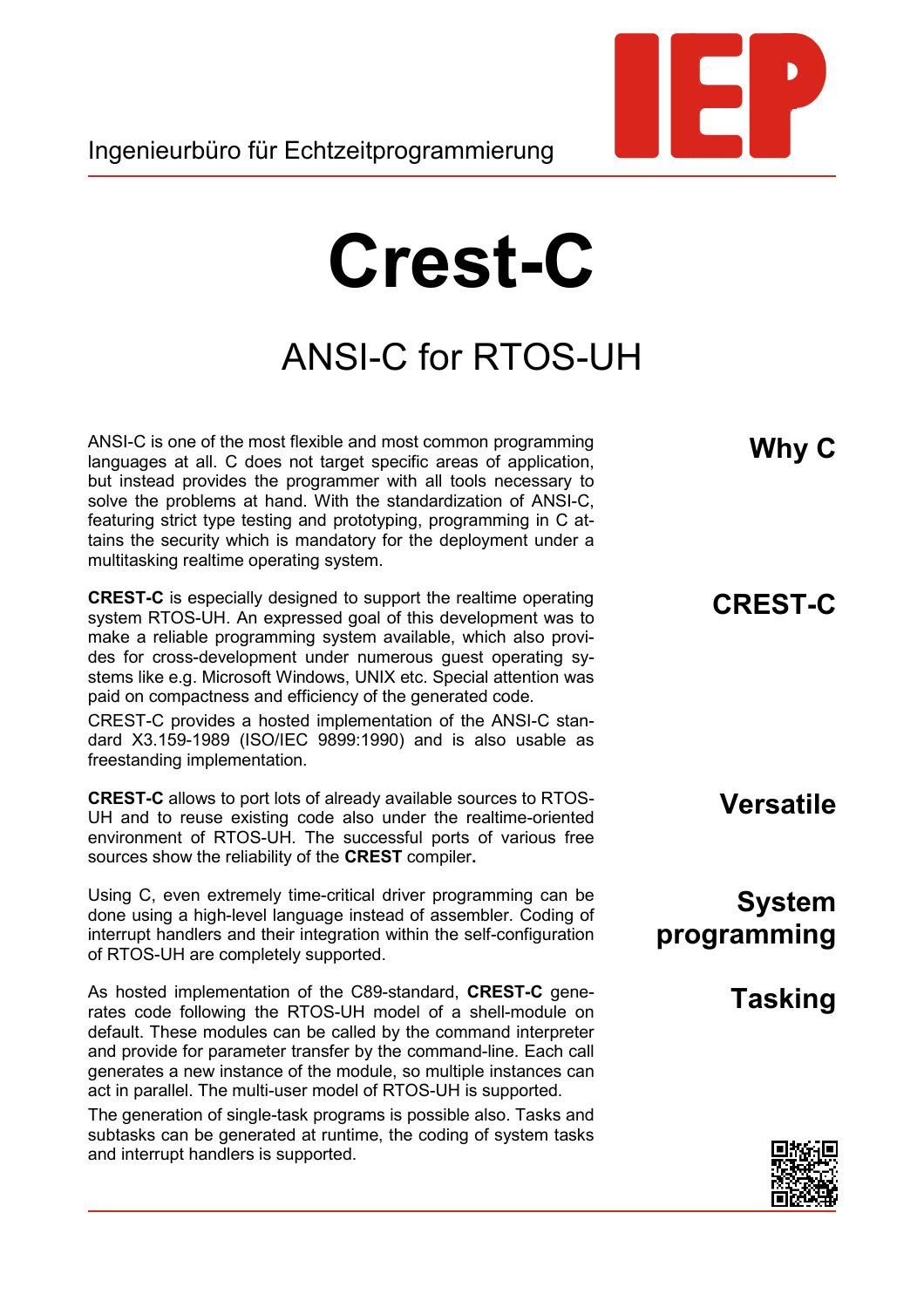Ingenieurbüro für Echtzeitprogrammierung

# Crest-C

## ANSI-C for RTOS-UH

### Why C

ANSI-C is one of the most flexible and most common programming languages at all. C does not target specific areas of application, but instead provides the programmer with all tools necessary to solve the problems at hand. With the standardization of ANSI-C, featuring strict type testing and prototyping, programming in C attains the security which is mandatory for the deployment under a multitasking realtime operating system.

### CREST-C

**CREST-C** is especially designed to support the realtime operating system RTOS-UH. An expressed goal of this development was to make a reliable programming system available, which also provides for cross-development under numerous guest operating systems like e.g. Microsoft Windows, UNIX etc. Special attention was paid on compactness and efficiency of the generated code.

CREST-C provides a hosted implementation of the ANSI-C standard X3.159-1989 (ISO/IEC 9899:1990) and is also usable as freestanding implementation.

### Versatile

**CREST-C** allows to port lots of already available sources to RTOS-UH and to reuse existing code also under the realtime-oriented environment of RTOS-UH. The successful ports of various free sources show the reliability of the **CREST** compiler**.**

### System programming

Using C, even extremely time-critical driver programming can be done using a high-level language instead of assembler. Coding of interrupt handlers and their integration within the self-configuration of RTOS-UH are completely supported.

### Tasking

As hosted implementation of the C89-standard, **CREST-C** generates code following the RTOS-UH model of a shell-module on default. These modules can be called by the command interpreter and provide for parameter transfer by the command-line. Each call generates a new instance of the module, so multiple instances can act in parallel. The multi-user model of RTOS-UH is supported.

The generation of single-task programs is possible also. Tasks and subtasks can be generated at runtime, the coding of system tasks and interrupt handlers is supported.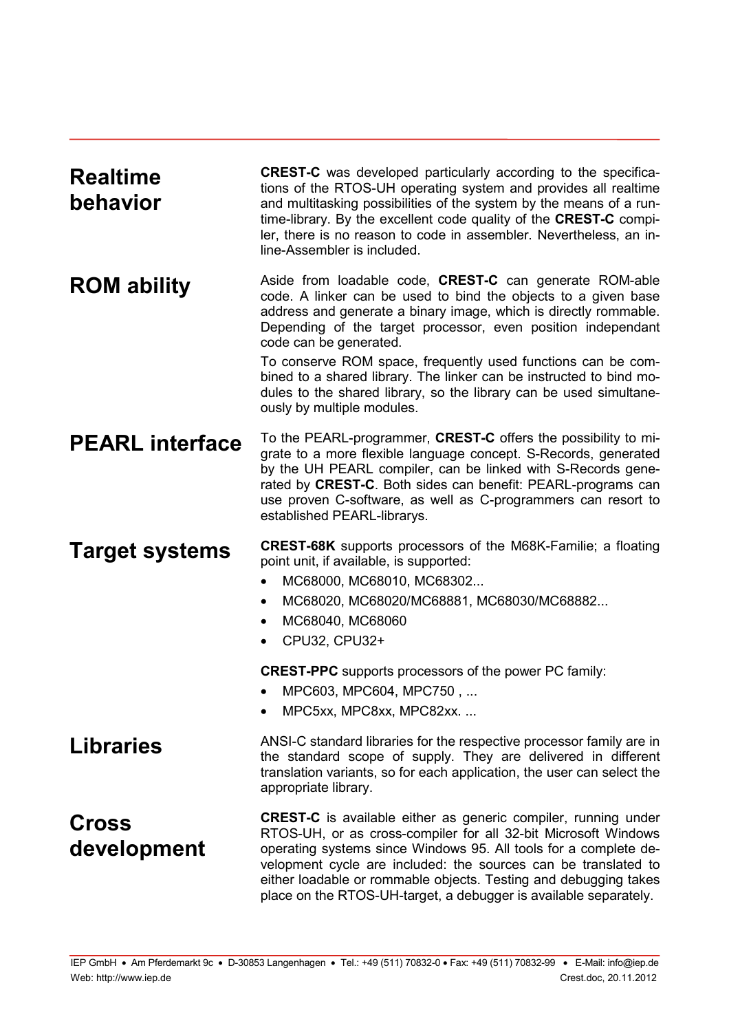## Realtime behavior

**CREST-C** was developed particularly according to the specifications of the RTOS-UH operating system and provides all realtime and multitasking possibilities of the system by the means of a runtime-library. By the excellent code quality of the **CREST-C** compiler, there is no reason to code in assembler. Nevertheless, an inline-Assembler is included.

## ROM ability

Aside from loadable code, **CREST-C** can generate ROM-able code. A linker can be used to bind the objects to a given base address and generate a binary image, which is directly rommable. Depending of the target processor, even position independant code can be generated.

To conserve ROM space, frequently used functions can be combined to a shared library. The linker can be instructed to bind modules to the shared library, so the library can be used simultaneously by multiple modules.

## PEARL interface

To the PEARL-programmer, **CREST-C** offers the possibility to migrate to a more flexible language concept. S-Records, generated by the UH PEARL compiler, can be linked with S-Records generated by **CREST-C**. Both sides can benefit: PEARL-programs can use proven C-software, as well as C-programmers can resort to established PEARL-librarys.

## Target systems

**CREST-68K** supports processors of the M68K-Familie; a floating point unit, if available, is supported:

- MC68000, MC68010, MC68302...
- MC68020, MC68020/MC68881, MC68030/MC68882...
- MC68040, MC68060
- CPU32, CPU32+

**CREST-PPC** supports processors of the power PC family:

- MPC603, MPC604, MPC750 , ...
- MPC5xx, MPC8xx, MPC82xx. ...

## Libraries

ANSI-C standard libraries for the respective processor family are in the standard scope of supply. They are delivered in different translation variants, so for each application, the user can select the appropriate library.

## Cross development

**CREST-C** is available either as generic compiler, running under RTOS-UH, or as cross-compiler for all 32-bit Microsoft Windows operating systems since Windows 95. All tools for a complete development cycle are included: the sources can be translated to either loadable or rommable objects. Testing and debugging takes place on the RTOS-UH-target, a debugger is available separately.

IEP GmbH • Am Pferdemarkt 9c • D-30853 Langenhagen • Tel.: +49 (511) 70832-0 • Fax: +49 (511) 70832-99 • E-Mail: info@iep.de
Web: http://www.iep.de